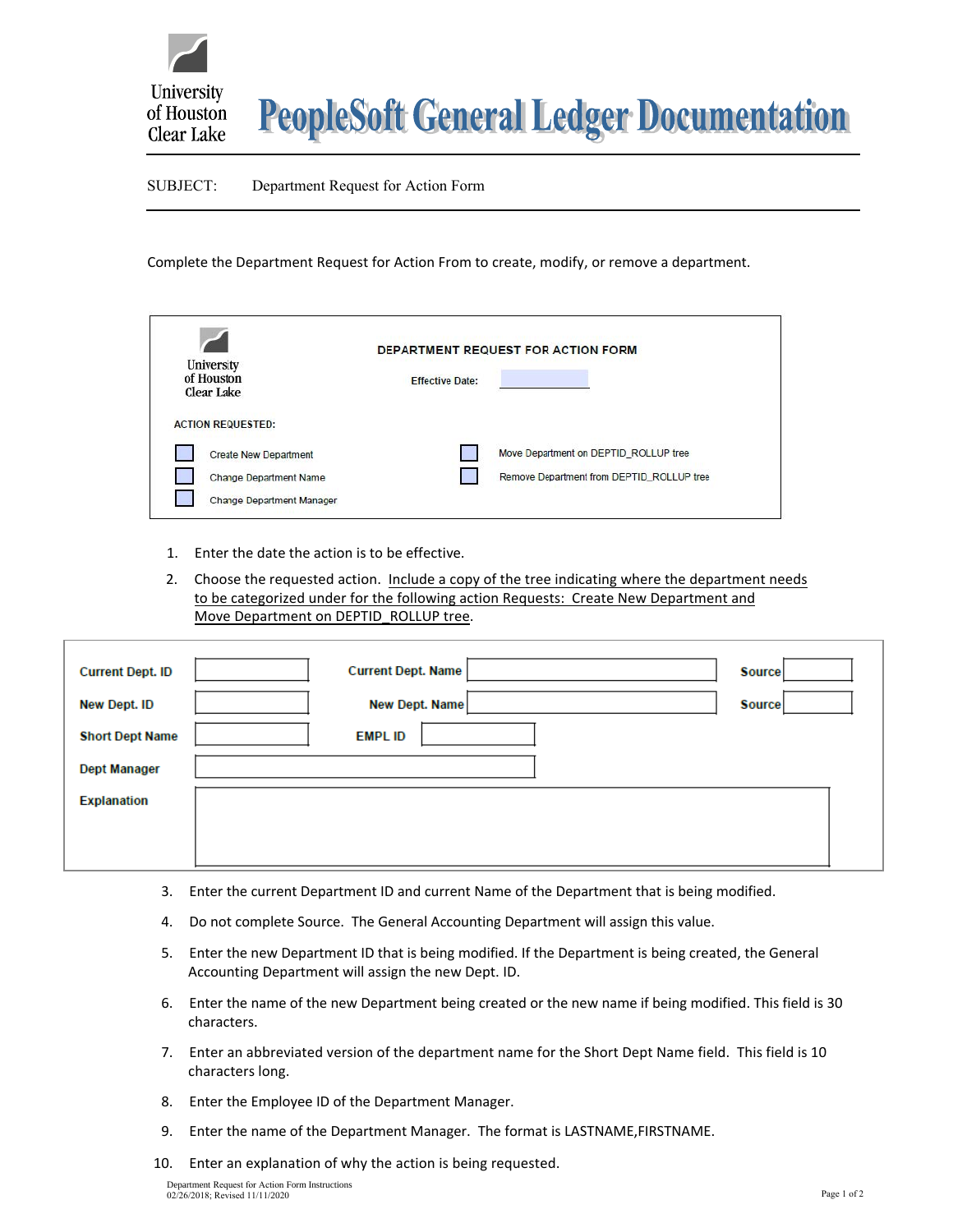University of Houston Clear Lake

# PeopleSoft General Ledger Documentation

SUBJECT: Department Request for Action Form

Complete the Department Request for Action From to create, modify, or remove a department.

University of Houston Clear Lake

**DEPARTMENT REQUEST FOR ACTION FORM**

Effective Date: ____________

ACTION REQUESTED:

- ☐ Create New Department
- ☐ Change Department Name
- ☐ Change Department Manager
- ☐ Move Department on DEPTID_ROLLUP tree
- ☐ Remove Department from DEPTID_ROLLUP tree

1. Enter the date the action is to be effective.
2. Choose the requested action. <u>Include a copy of the tree indicating where the department needs to be categorized under for the following action Requests: Create New Department and Move Department on DEPTID_ROLLUP tree</u>.

| | | | | | |
|---|---|---|---|---|---|
| **Current Dept. ID** | | **Current Dept. Name** | | **Source** | |
| **New Dept. ID** | | **New Dept. Name** | | **Source** | |
| **Short Dept Name** | | **EMPL ID** | | | |
| **Dept Manager** | | | | | |
| **Explanation** | | | | | |

3. Enter the current Department ID and current Name of the Department that is being modified.
4. Do not complete Source. The General Accounting Department will assign this value.
5. Enter the new Department ID that is being modified. If the Department is being created, the General Accounting Department will assign the new Dept. ID.
6. Enter the name of the new Department being created or the new name if being modified. This field is 30 characters.
7. Enter an abbreviated version of the department name for the Short Dept Name field. This field is 10 characters long.
8. Enter the Employee ID of the Department Manager.
9. Enter the name of the Department Manager. The format is LASTNAME,FIRSTNAME.
10. Enter an explanation of why the action is being requested.

Department Request for Action Form Instructions
02/26/2018; Revised 11/11/2020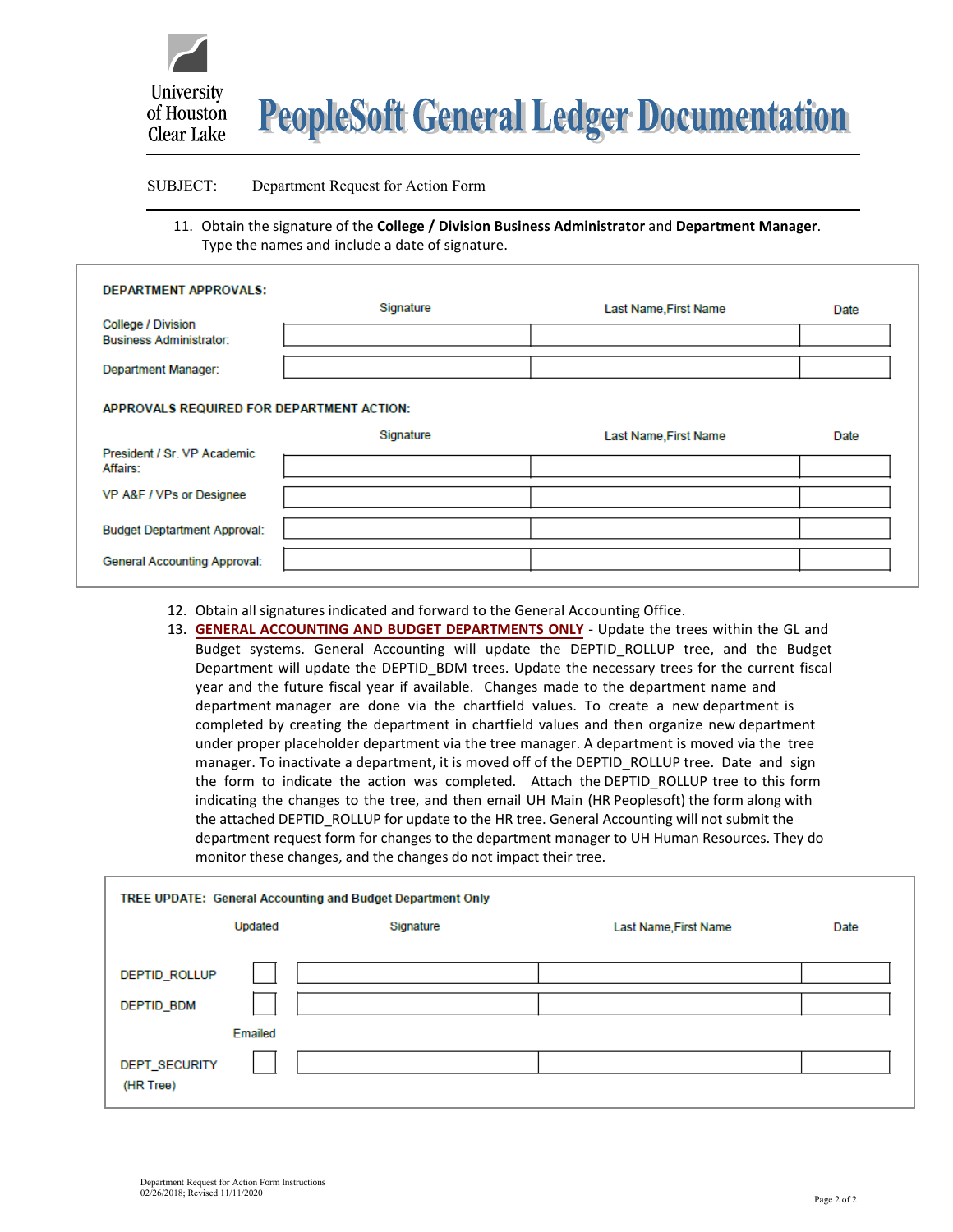# PeopleSoft General Ledger Documentation

SUBJECT: Department Request for Action Form

11. Obtain the signature of the **College / Division Business Administrator** and **Department Manager**. Type the names and include a date of signature.

**DEPARTMENT APPROVALS:**

| | Signature | Last Name,First Name | Date |
|---|---|---|---|
| College / Division Business Administrator: | | | |
| Department Manager: | | | |

**APPROVALS REQUIRED FOR DEPARTMENT ACTION:**

| | Signature | Last Name,First Name | Date |
|---|---|---|---|
| President / Sr. VP Academic Affairs: | | | |
| VP A&F / VPs or Designee | | | |
| Budget Deptartment Approval: | | | |
| General Accounting Approval: | | | |

12. Obtain all signatures indicated and forward to the General Accounting Office.
13. **GENERAL ACCOUNTING AND BUDGET DEPARTMENTS ONLY** - Update the trees within the GL and Budget systems. General Accounting will update the DEPTID_ROLLUP tree, and the Budget Department will update the DEPTID_BDM trees. Update the necessary trees for the current fiscal year and the future fiscal year if available. Changes made to the department name and department manager are done via the chartfield values. To create a new department is completed by creating the department in chartfield values and then organize new department under proper placeholder department via the tree manager. A department is moved via the tree manager. To inactivate a department, it is moved off of the DEPTID_ROLLUP tree. Date and sign the form to indicate the action was completed. Attach the DEPTID_ROLLUP tree to this form indicating the changes to the tree, and then email UH Main (HR Peoplesoft) the form along with the attached DEPTID_ROLLUP for update to the HR tree. General Accounting will not submit the department request form for changes to the department manager to UH Human Resources. They do monitor these changes, and the changes do not impact their tree.

**TREE UPDATE: General Accounting and Budget Department Only**

| | Updated | Signature | Last Name,First Name | Date |
|---|---|---|---|---|
| DEPTID_ROLLUP | ☐ | | | |
| DEPTID_BDM | ☐ | | | |
| | Emailed | | | |
| DEPT_SECURITY (HR Tree) | ☐ | | | |

Department Request for Action Form Instructions
02/26/2018; Revised 11/11/2020